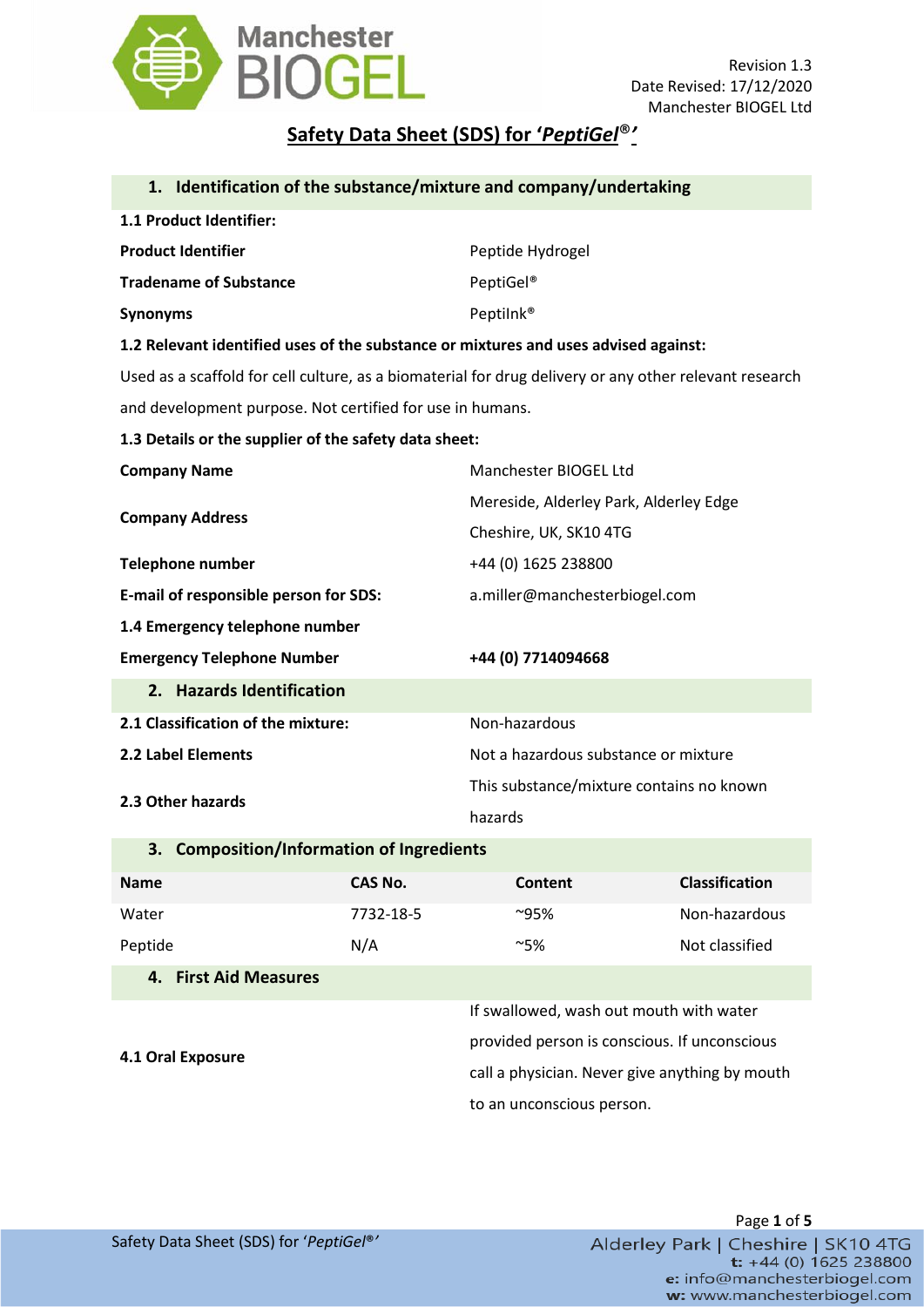Revision 1.3
Date Revised: 17/12/2020
Manchester BIOGEL Ltd

# Safety Data Sheet (SDS) for '*PeptiGel®*'

## 1. Identification of the substance/mixture and company/undertaking

**1.1 Product Identifier:**

| | |
|---|---|
| **Product Identifier** | Peptide Hydrogel |
| **Tradename of Substance** | PeptiGel® |
| **Synonyms** | PeptiInk® |

**1.2 Relevant identified uses of the substance or mixtures and uses advised against:**

Used as a scaffold for cell culture, as a biomaterial for drug delivery or any other relevant research and development purpose. Not certified for use in humans.

**1.3 Details or the supplier of the safety data sheet:**

| | |
|---|---|
| **Company Name** | Manchester BIOGEL Ltd |
| **Company Address** | Mereside, Alderley Park, Alderley Edge Cheshire, UK, SK10 4TG |
| **Telephone number** | +44 (0) 1625 238800 |
| **E-mail of responsible person for SDS:** | a.miller@manchesterbiogel.com |

**1.4 Emergency telephone number**

| | |
|---|---|
| **Emergency Telephone Number** | **+44 (0) 7714094668** |

## 2. Hazards Identification

| | |
|---|---|
| **2.1 Classification of the mixture:** | Non-hazardous |
| **2.2 Label Elements** | Not a hazardous substance or mixture |
| **2.3 Other hazards** | This substance/mixture contains no known hazards |

## 3. Composition/Information of Ingredients

| Name | CAS No. | Content | Classification |
|---|---|---|---|
| Water | 7732-18-5 | ~95% | Non-hazardous |
| Peptide | N/A | ~5% | Not classified |

## 4. First Aid Measures

| | |
|---|---|
| **4.1 Oral Exposure** | If swallowed, wash out mouth with water provided person is conscious. If unconscious call a physician. Never give anything by mouth to an unconscious person. |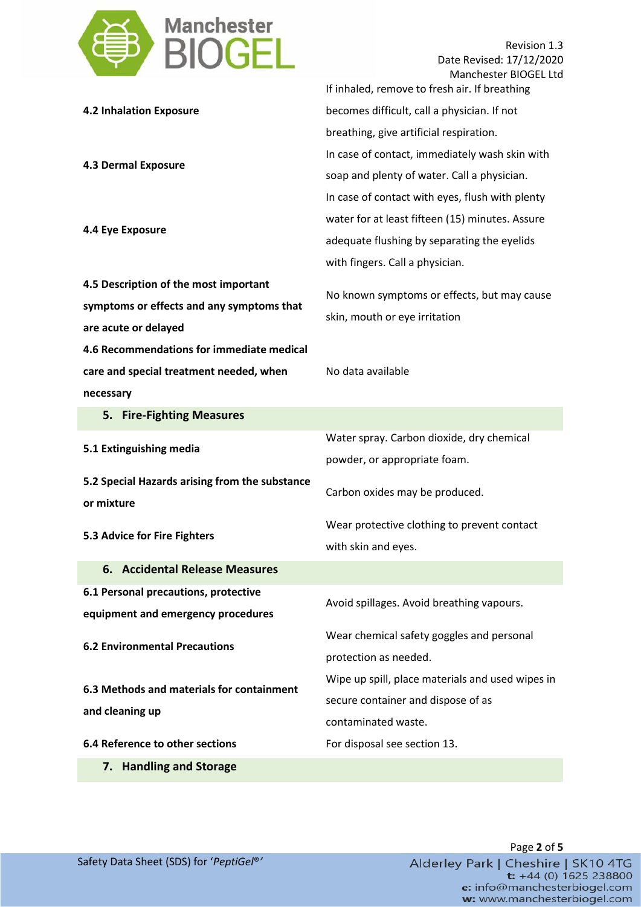| | |
|---|---|
| **4.2 Inhalation Exposure** | If inhaled, remove to fresh air. If breathing becomes difficult, call a physician. If not breathing, give artificial respiration. |
| **4.3 Dermal Exposure** | In case of contact, immediately wash skin with soap and plenty of water. Call a physician. |
| **4.4 Eye Exposure** | In case of contact with eyes, flush with plenty water for at least fifteen (15) minutes. Assure adequate flushing by separating the eyelids with fingers. Call a physician. |
| **4.5 Description of the most important symptoms or effects and any symptoms that are acute or delayed** | No known symptoms or effects, but may cause skin, mouth or eye irritation |
| **4.6 Recommendations for immediate medical care and special treatment needed, when necessary** | No data available |

## 5. Fire-Fighting Measures

| | |
|---|---|
| **5.1 Extinguishing media** | Water spray. Carbon dioxide, dry chemical powder, or appropriate foam. |
| **5.2 Special Hazards arising from the substance or mixture** | Carbon oxides may be produced. |
| **5.3 Advice for Fire Fighters** | Wear protective clothing to prevent contact with skin and eyes. |

## 6. Accidental Release Measures

| | |
|---|---|
| **6.1 Personal precautions, protective equipment and emergency procedures** | Avoid spillages. Avoid breathing vapours. |
| **6.2 Environmental Precautions** | Wear chemical safety goggles and personal protection as needed. |
| **6.3 Methods and materials for containment and cleaning up** | Wipe up spill, place materials and used wipes in secure container and dispose of as contaminated waste. |
| **6.4 Reference to other sections** | For disposal see section 13. |

## 7. Handling and Storage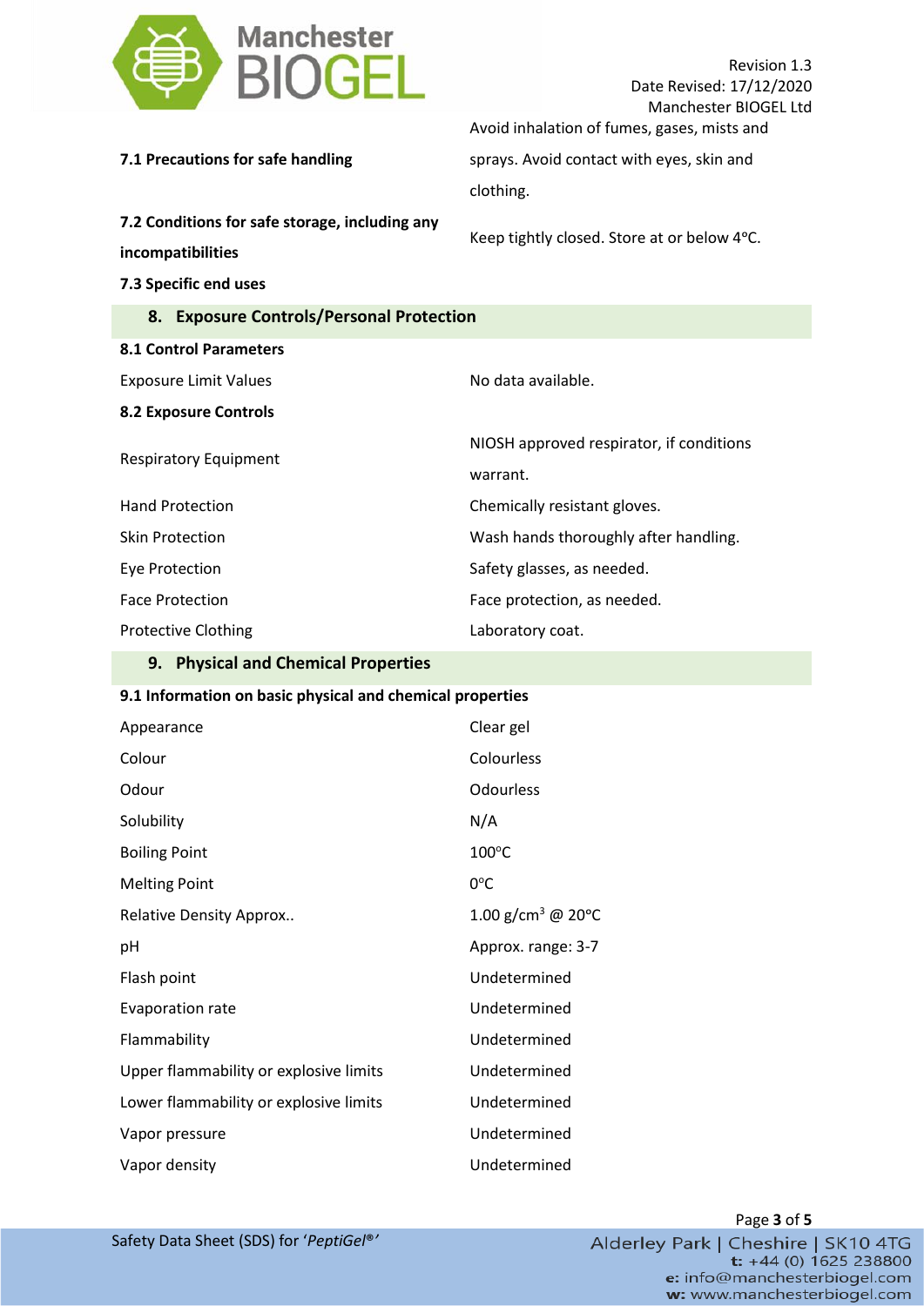**7.1 Precautions for safe handling** — Avoid inhalation of fumes, gases, mists and sprays. Avoid contact with eyes, skin and clothing.

**7.2 Conditions for safe storage, including any incompatibilities** — Keep tightly closed. Store at or below 4°C.

**7.3 Specific end uses**

## 8. Exposure Controls/Personal Protection

**8.1 Control Parameters**

| | |
|---|---|
| Exposure Limit Values | No data available. |

**8.2 Exposure Controls**

| | |
|---|---|
| Respiratory Equipment | NIOSH approved respirator, if conditions warrant. |
| Hand Protection | Chemically resistant gloves. |
| Skin Protection | Wash hands thoroughly after handling. |
| Eye Protection | Safety glasses, as needed. |
| Face Protection | Face protection, as needed. |
| Protective Clothing | Laboratory coat. |

## 9. Physical and Chemical Properties

**9.1 Information on basic physical and chemical properties**

| | |
|---|---|
| Appearance | Clear gel |
| Colour | Colourless |
| Odour | Odourless |
| Solubility | N/A |
| Boiling Point | 100°C |
| Melting Point | 0°C |
| Relative Density Approx.. | 1.00 g/cm$^3$ @ 20°C |
| pH | Approx. range: 3-7 |
| Flash point | Undetermined |
| Evaporation rate | Undetermined |
| Flammability | Undetermined |
| Upper flammability or explosive limits | Undetermined |
| Lower flammability or explosive limits | Undetermined |
| Vapor pressure | Undetermined |
| Vapor density | Undetermined |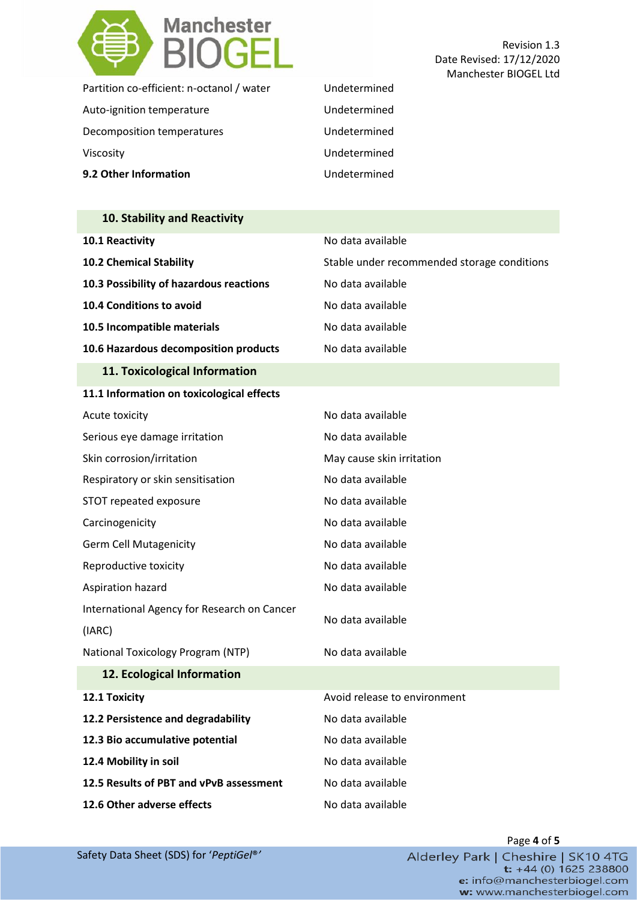| | |
|---|---|
| Partition co-efficient: n-octanol / water | Undetermined |
| Auto-ignition temperature | Undetermined |
| Decomposition temperatures | Undetermined |
| Viscosity | Undetermined |
| **9.2 Other Information** | Undetermined |

## 10. Stability and Reactivity

| | |
|---|---|
| **10.1 Reactivity** | No data available |
| **10.2 Chemical Stability** | Stable under recommended storage conditions |
| **10.3 Possibility of hazardous reactions** | No data available |
| **10.4 Conditions to avoid** | No data available |
| **10.5 Incompatible materials** | No data available |
| **10.6 Hazardous decomposition products** | No data available |

## 11. Toxicological Information

**11.1 Information on toxicological effects**

| | |
|---|---|
| Acute toxicity | No data available |
| Serious eye damage irritation | No data available |
| Skin corrosion/irritation | May cause skin irritation |
| Respiratory or skin sensitisation | No data available |
| STOT repeated exposure | No data available |
| Carcinogenicity | No data available |
| Germ Cell Mutagenicity | No data available |
| Reproductive toxicity | No data available |
| Aspiration hazard | No data available |
| International Agency for Research on Cancer (IARC) | No data available |
| National Toxicology Program (NTP) | No data available |

## 12. Ecological Information

| | |
|---|---|
| **12.1 Toxicity** | Avoid release to environment |
| **12.2 Persistence and degradability** | No data available |
| **12.3 Bio accumulative potential** | No data available |
| **12.4 Mobility in soil** | No data available |
| **12.5 Results of PBT and vPvB assessment** | No data available |
| **12.6 Other adverse effects** | No data available |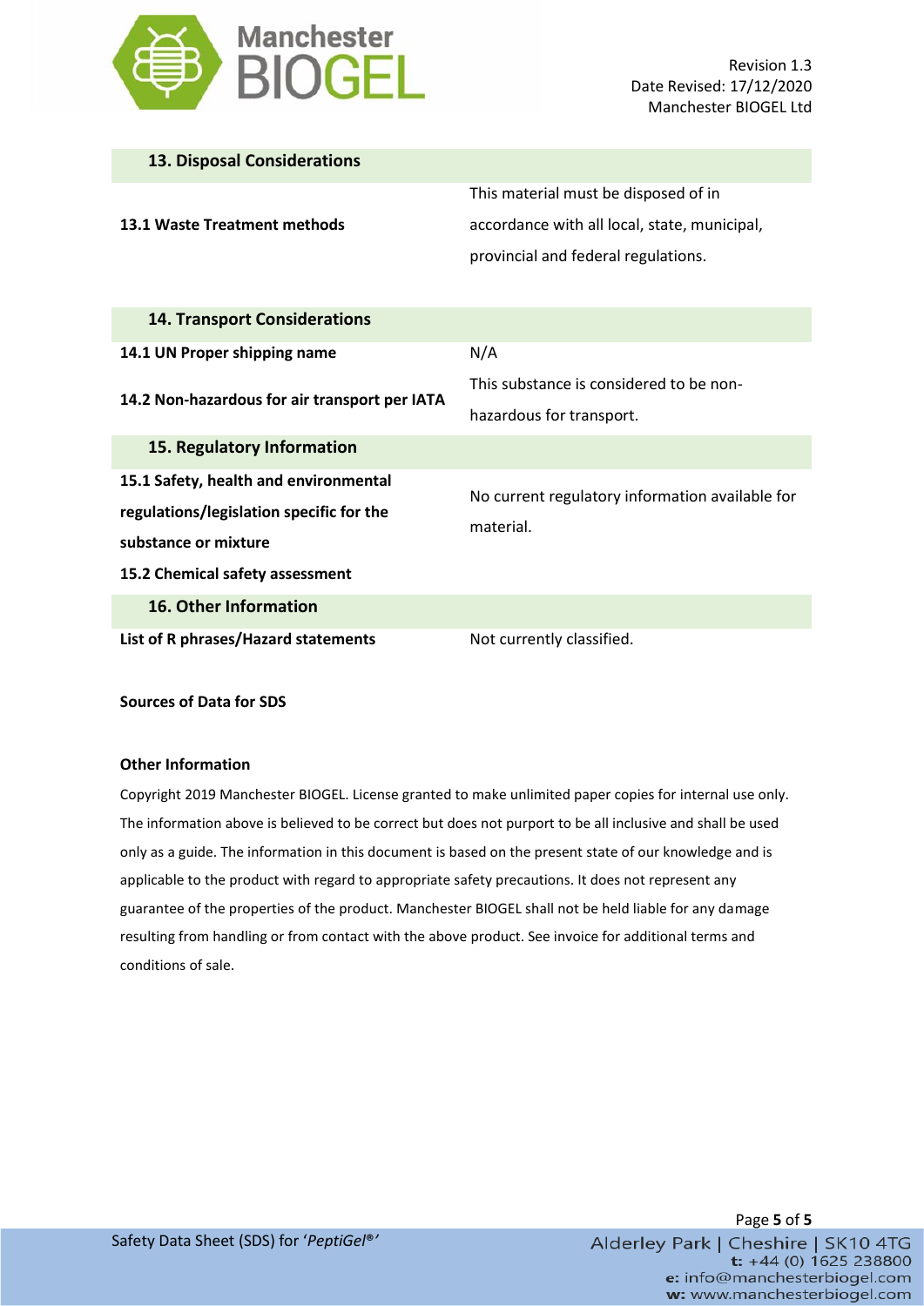## 13. Disposal Considerations

| | |
|---|---|
| **13.1 Waste Treatment methods** | This material must be disposed of in accordance with all local, state, municipal, provincial and federal regulations. |

## 14. Transport Considerations

| | |
|---|---|
| **14.1 UN Proper shipping name** | N/A |
| **14.2 Non-hazardous for air transport per IATA** | This substance is considered to be non-hazardous for transport. |

## 15. Regulatory Information

| | |
|---|---|
| **15.1 Safety, health and environmental regulations/legislation specific for the substance or mixture** | No current regulatory information available for material. |
| **15.2 Chemical safety assessment** | |

## 16. Other Information

| | |
|---|---|
| **List of R phrases/Hazard statements** | Not currently classified. |

**Sources of Data for SDS**

**Other Information**

Copyright 2019 Manchester BIOGEL. License granted to make unlimited paper copies for internal use only. The information above is believed to be correct but does not purport to be all inclusive and shall be used only as a guide. The information in this document is based on the present state of our knowledge and is applicable to the product with regard to appropriate safety precautions. It does not represent any guarantee of the properties of the product. Manchester BIOGEL shall not be held liable for any damage resulting from handling or from contact with the above product. See invoice for additional terms and conditions of sale.